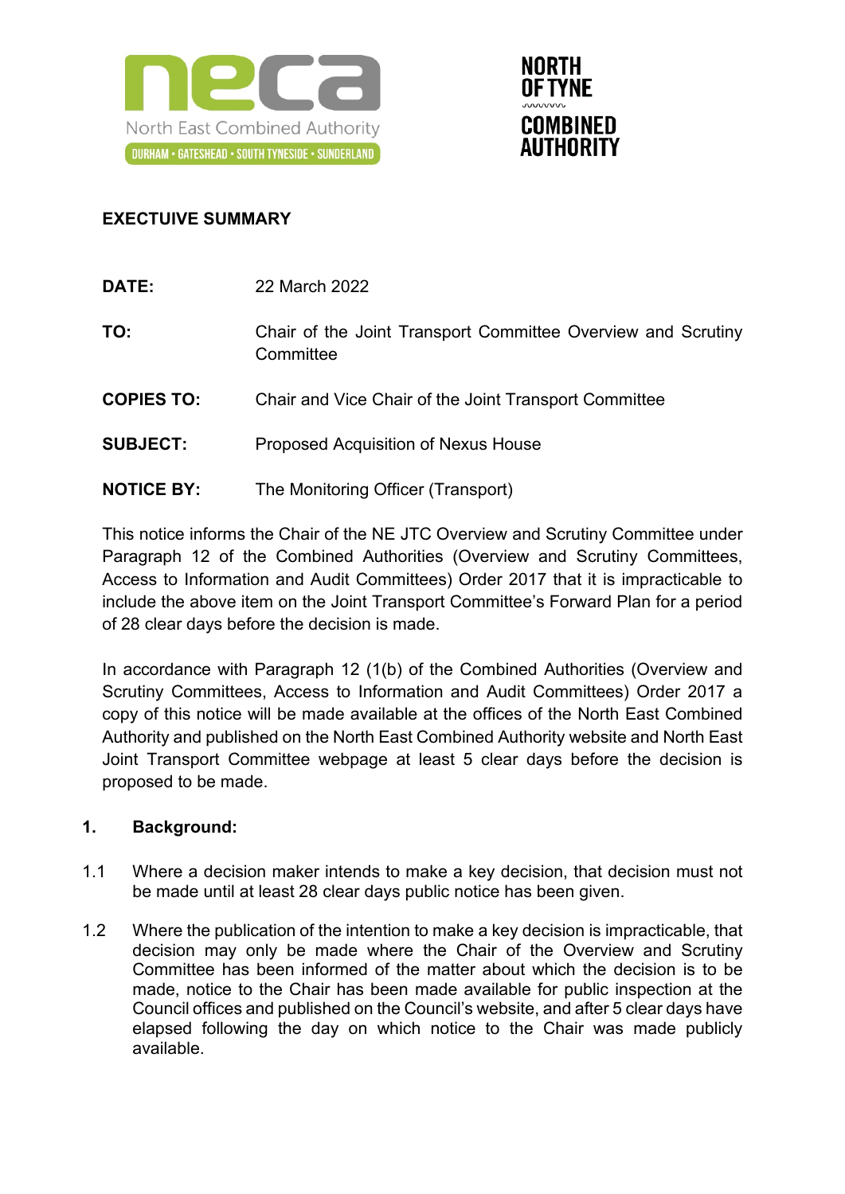neca
North East Combined Authority
DURHAM • GATESHEAD • SOUTH TYNESIDE • SUNDERLAND

NORTH OF TYNE COMBINED AUTHORITY

**EXECTUIVE SUMMARY**

| | |
|---|---|
| **DATE:** | 22 March 2022 |
| **TO:** | Chair of the Joint Transport Committee Overview and Scrutiny Committee |
| **COPIES TO:** | Chair and Vice Chair of the Joint Transport Committee |
| **SUBJECT:** | Proposed Acquisition of Nexus House |
| **NOTICE BY:** | The Monitoring Officer (Transport) |

This notice informs the Chair of the NE JTC Overview and Scrutiny Committee under Paragraph 12 of the Combined Authorities (Overview and Scrutiny Committees, Access to Information and Audit Committees) Order 2017 that it is impracticable to include the above item on the Joint Transport Committee's Forward Plan for a period of 28 clear days before the decision is made.

In accordance with Paragraph 12 (1(b) of the Combined Authorities (Overview and Scrutiny Committees, Access to Information and Audit Committees) Order 2017 a copy of this notice will be made available at the offices of the North East Combined Authority and published on the North East Combined Authority website and North East Joint Transport Committee webpage at least 5 clear days before the decision is proposed to be made.

## 1. Background:

1.1 Where a decision maker intends to make a key decision, that decision must not be made until at least 28 clear days public notice has been given.

1.2 Where the publication of the intention to make a key decision is impracticable, that decision may only be made where the Chair of the Overview and Scrutiny Committee has been informed of the matter about which the decision is to be made, notice to the Chair has been made available for public inspection at the Council offices and published on the Council's website, and after 5 clear days have elapsed following the day on which notice to the Chair was made publicly available.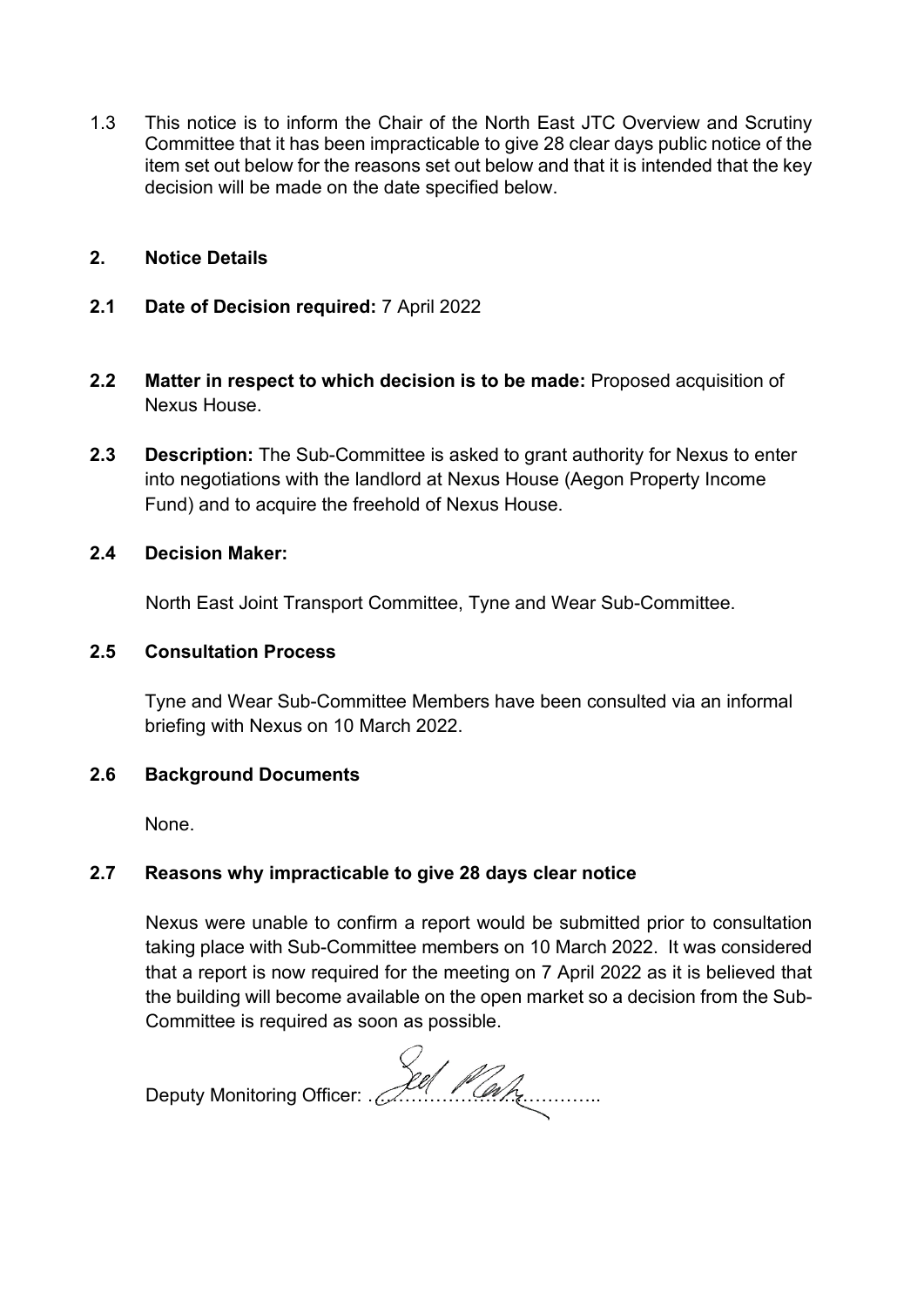1.3 This notice is to inform the Chair of the North East JTC Overview and Scrutiny Committee that it has been impracticable to give 28 clear days public notice of the item set out below for the reasons set out below and that it is intended that the key decision will be made on the date specified below.

## 2. Notice Details

**2.1 Date of Decision required:** 7 April 2022

**2.2 Matter in respect to which decision is to be made:** Proposed acquisition of Nexus House.

**2.3 Description:** The Sub-Committee is asked to grant authority for Nexus to enter into negotiations with the landlord at Nexus House (Aegon Property Income Fund) and to acquire the freehold of Nexus House.

**2.4 Decision Maker:**

North East Joint Transport Committee, Tyne and Wear Sub-Committee.

**2.5 Consultation Process**

Tyne and Wear Sub-Committee Members have been consulted via an informal briefing with Nexus on 10 March 2022.

**2.6 Background Documents**

None.

**2.7 Reasons why impracticable to give 28 days clear notice**

Nexus were unable to confirm a report would be submitted prior to consultation taking place with Sub-Committee members on 10 March 2022. It was considered that a report is now required for the meeting on 7 April 2022 as it is believed that the building will become available on the open market so a decision from the Sub-Committee is required as soon as possible.

Deputy Monitoring Officer: ………………………………..